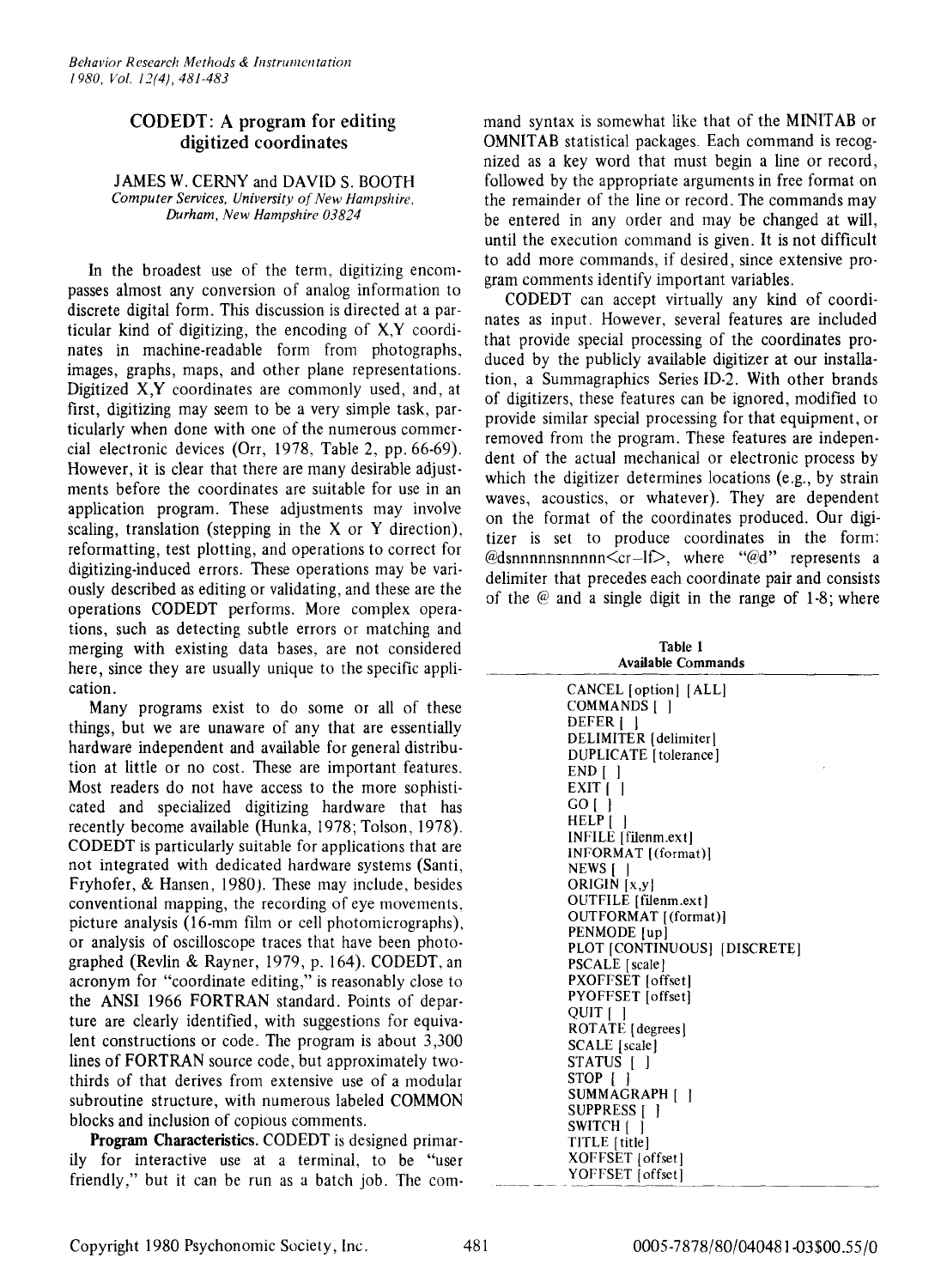# CODEDT: A program for editing digitized coordinates

JAMES W. CERNY and DAVID S. BOOTH
*Computer Services, University of New Hampshire, Durham, New Hampshire 03824*

In the broadest use of the term, digitizing encompasses almost any conversion of analog information to discrete digital form. This discussion is directed at a particular kind of digitizing, the encoding of X,Y coordinates in machine-readable form from photographs, images, graphs, maps, and other plane representations. Digitized X,Y coordinates are commonly used, and, at first, digitizing may seem to be a very simple task, particularly when done with one of the numerous commercial electronic devices (Orr, 1978, Table 2, pp. 66-69). However, it is clear that there are many desirable adjustments before the coordinates are suitable for use in an application program. These adjustments may involve scaling, translation (stepping in the X or Y direction), reformatting, test plotting, and operations to correct for digitizing-induced errors. These operations may be variously described as editing or validating, and these are the operations CODEDT performs. More complex operations, such as detecting subtle errors or matching and merging with existing data bases, are not considered here, since they are usually unique to the specific application.

Many programs exist to do some or all of these things, but we are unaware of any that are essentially hardware independent and available for general distribution at little or no cost. These are important features. Most readers do not have access to the more sophisticated and specialized digitizing hardware that has recently become available (Hunka, 1978; Tolson, 1978). CODEDT is particularly suitable for applications that are not integrated with dedicated hardware systems (Santi, Fryhofer, & Hansen, 1980). These may include, besides conventional mapping, the recording of eye movements, picture analysis (16-mm film or cell photomicrographs), or analysis of oscilloscope traces that have been photographed (Revlin & Rayner, 1979, p. 164). CODEDT, an acronym for "coordinate editing," is reasonably close to the ANSI 1966 FORTRAN standard. Points of departure are clearly identified, with suggestions for equivalent constructions or code. The program is about 3,300 lines of FORTRAN source code, but approximately two-thirds of that derives from extensive use of a modular subroutine structure, with numerous labeled COMMON blocks and inclusion of copious comments.

**Program Characteristics.** CODEDT is designed primarily for interactive use at a terminal, to be "user friendly," but it can be run as a batch job. The command syntax is somewhat like that of the MINITAB or OMNITAB statistical packages. Each command is recognized as a key word that must begin a line or record, followed by the appropriate arguments in free format on the remainder of the line or record. The commands may be entered in any order and may be changed at will, until the execution command is given. It is not difficult to add more commands, if desired, since extensive program comments identify important variables.

CODEDT can accept virtually any kind of coordinates as input. However, several features are included that provide special processing of the coordinates produced by the publicly available digitizer at our installation, a Summagraphics Series ID-2. With other brands of digitizers, these features can be ignored, modified to provide similar special processing for that equipment, or removed from the program. These features are independent of the actual mechanical or electronic process by which the digitizer determines locations (e.g., by strain waves, acoustics, or whatever). They are dependent on the format of the coordinates produced. Our digitizer is set to produce coordinates in the form: @dsnnnnnsnnnnn<cr–lf>, where "@d" represents a delimiter that precedes each coordinate pair and consists of the @ and a single digit in the range of 1-8; where

**Table 1**
**Available Commands**

| |
|---|
| CANCEL [option] [ALL] |
| COMMANDS [ ] |
| DEFER [ ] |
| DELIMITER [delimiter] |
| DUPLICATE [tolerance] |
| END [ ] |
| EXIT [ ] |
| GO [ ] |
| HELP [ ] |
| INFILE [filenm.ext] |
| INFORMAT [(format)] |
| NEWS [ ] |
| ORIGIN [x,y] |
| OUTFILE [filenm.ext] |
| OUTFORMAT [(format)] |
| PENMODE [up] |
| PLOT [CONTINUOUS] [DISCRETE] |
| PSCALE [scale] |
| PXOFFSET [offset] |
| PYOFFSET [offset] |
| QUIT [ ] |
| ROTATE [degrees] |
| SCALE [scale] |
| STATUS [ ] |
| STOP [ ] |
| SUMMAGRAPH [ ] |
| SUPPRESS [ ] |
| SWITCH [ ] |
| TITLE [title] |
| XOFFSET [offset] |
| YOFFSET [offset] |

Copyright 1980 Psychonomic Society, Inc. 0005-7878/80/040481-03$00.55/0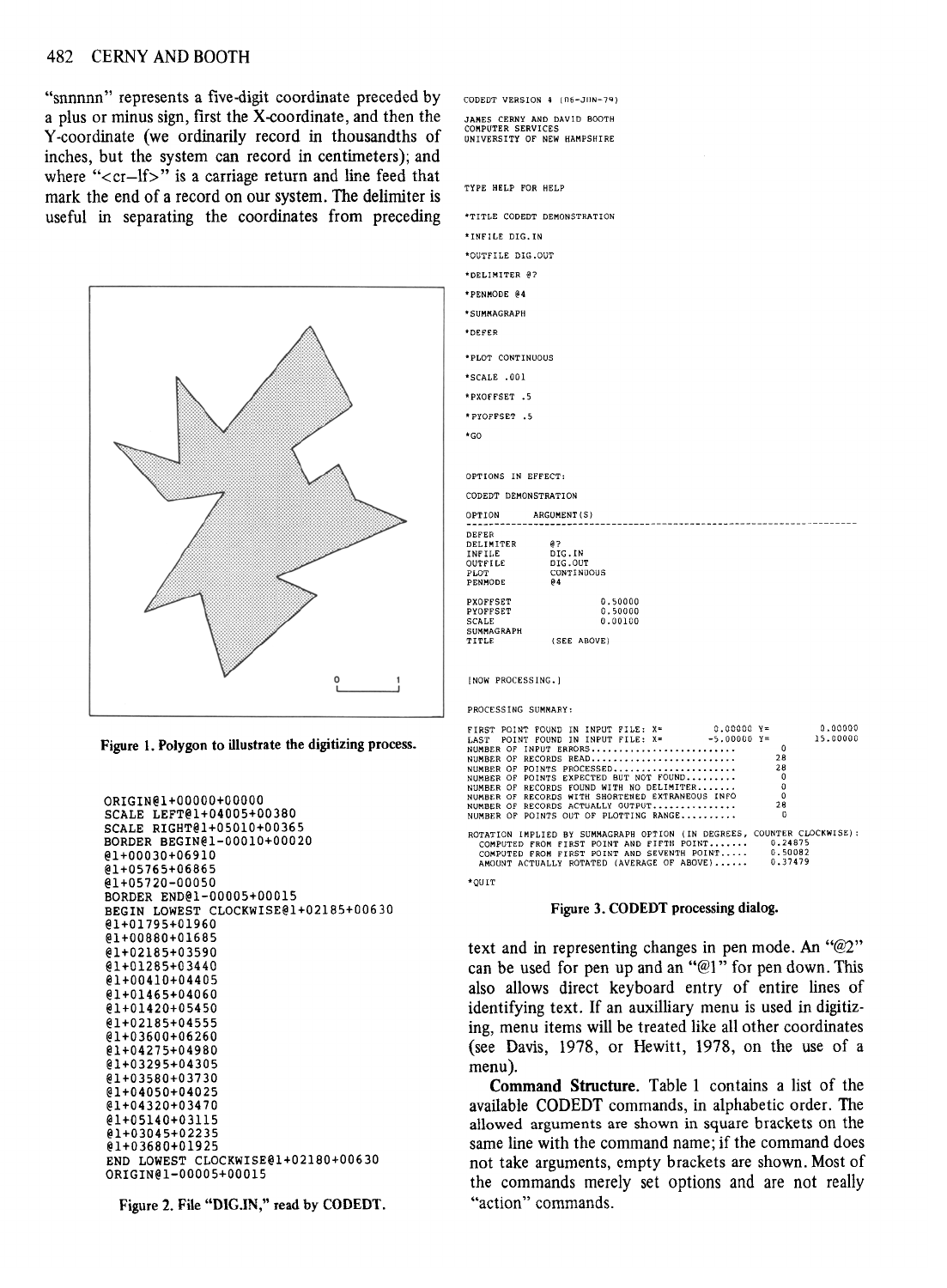"snnnnn" represents a five-digit coordinate preceded by a plus or minus sign, first the X-coordinate, and then the Y-coordinate (we ordinarily record in thousandths of inches, but the system can record in centimeters); and where "<cr–lf>" is a carriage return and line feed that mark the end of a record on our system. The delimiter is useful in separating the coordinates from preceding text and in representing changes in pen mode. An "@2" can be used for pen up and an "@1" for pen down. This also allows direct keyboard entry of entire lines of identifying text. If an auxilliary menu is used in digitizing, menu items will be treated like all other coordinates (see Davis, 1978, or Hewitt, 1978, on the use of a menu).

Figure 1. Polygon to illustrate the digitizing process.

```
ORIGIN@1+00000+00000
SCALE LEFT@1+04005+00380
SCALE RIGHT@1+05010+00365
BORDER BEGIN@1-00010+00020
@1+00030+06910
@1+05765+06865
@1+05720-00050
BORDER END@1-00005+00015
BEGIN LOWEST CLOCKWISE@1+02185+00630
@1+01795+01960
@1+00880+01685
@1+02185+03590
@1+01285+03440
@1+00410+04405
@1+01465+04060
@1+01420+05450
@1+02185+04555
@1+03600+06260
@1+04275+04980
@1+03295+04305
@1+03580+03730
@1+04050+04025
@1+04320+03470
@1+05140+03115
@1+03045+02235
@1+03680+01925
END LOWEST CLOCKWISE@1+02180+00630
ORIGIN@1-00005+00015
```

Figure 2. File "DIG.IN," read by CODEDT.

```
CODEDT VERSION 4 (06-JUN-79)

JAMES CERNY AND DAVID BOOTH
COMPUTER SERVICES
UNIVERSITY OF NEW HAMPSHIRE


TYPE HELP FOR HELP

*TITLE CODEDT DEMONSTRATION
*INFILE DIG.IN
*OUTFILE DIG.OUT
*DELIMITER @?
*PENMODE @4
*SUMMAGRAPH
*DEFER
*PLOT CONTINUOUS
*SCALE .001
*PXOFFSET .5
*PYOFFSET .5
*GO


OPTIONS IN EFFECT:

CODEDT DEMONSTRATION

OPTION        ARGUMENT(S)
-----------------------------------------------------------------------
DEFER
DELIMITER     @?
INFILE        DIG.IN
OUTFILE       DIG.OUT
PLOT          CONTINUOUS
PENMODE       @4

PXOFFSET               0.50000
PYOFFSET               0.50000
SCALE                  0.00100
SUMMAGRAPH
TITLE         (SEE ABOVE)


[NOW PROCESSING.]

PROCESSING SUMMARY:

FIRST POINT FOUND IN INPUT FILE: X=        0.00000 Y=          0.00000
LAST  POINT FOUND IN INPUT FILE: X=       -5.00000 Y=         15.00000
NUMBER OF INPUT ERRORS..........................      0
NUMBER OF RECORDS READ..........................     28
NUMBER OF POINTS PROCESSED......................     28
NUMBER OF POINTS EXPECTED BUT NOT FOUND.........      0
NUMBER OF RECORDS FOUND WITH NO DELIMITER.......      0
NUMBER OF RECORDS WITH SHORTENED EXTRANEOUS INFO      0
NUMBER OF RECORDS ACTUALLY OUTPUT...............     28
NUMBER OF POINTS OUT OF PLOTTING RANGE..........      0

ROTATION IMPLIED BY SUMMAGRAPH OPTION (IN DEGREES, COUNTER CLOCKWISE):
  COMPUTED FROM FIRST POINT AND FIFTH POINT.......   0.24875
  COMPUTED FROM FIRST POINT AND SEVENTH POINT.....   0.50082
  AMOUNT ACTUALLY ROTATED (AVERAGE OF ABOVE)......   0.37479

*QUIT
```

Figure 3. CODEDT processing dialog.

**Command Structure.** Table 1 contains a list of the available CODEDT commands, in alphabetic order. The allowed arguments are shown in square brackets on the same line with the command name; if the command does not take arguments, empty brackets are shown. Most of the commands merely set options and are not really "action" commands.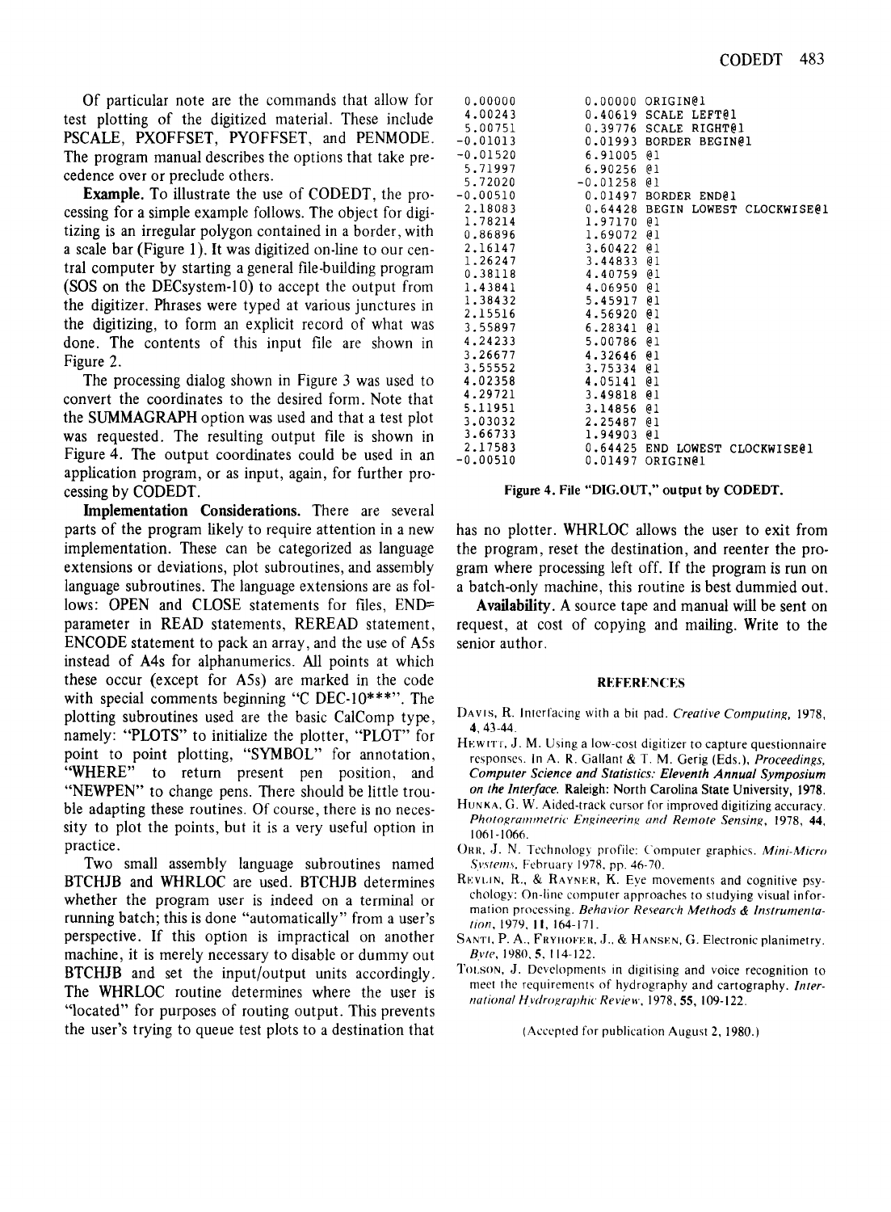Of particular note are the commands that allow for test plotting of the digitized material. These include PSCALE, PXOFFSET, PYOFFSET, and PENMODE. The program manual describes the options that take precedence over or preclude others.

**Example.** To illustrate the use of CODEDT, the processing for a simple example follows. The object for digitizing is an irregular polygon contained in a border, with a scale bar (Figure 1). It was digitized on-line to our central computer by starting a general file-building program (SOS on the DECsystem-10) to accept the output from the digitizer. Phrases were typed at various junctures in the digitizing, to form an explicit record of what was done. The contents of this input file are shown in Figure 2.

The processing dialog shown in Figure 3 was used to convert the coordinates to the desired form. Note that the SUMMAGRAPH option was used and that a test plot was requested. The resulting output file is shown in Figure 4. The output coordinates could be used in an application program, or as input, again, for further processing by CODEDT.

**Implementation Considerations.** There are several parts of the program likely to require attention in a new implementation. These can be categorized as language extensions or deviations, plot subroutines, and assembly language subroutines. The language extensions are as follows: OPEN and CLOSE statements for files, END= parameter in READ statements, REREAD statement, ENCODE statement to pack an array, and the use of A5s instead of A4s for alphanumerics. All points at which these occur (except for A5s) are marked in the code with special comments beginning "C DEC-10***". The plotting subroutines used are the basic CalComp type, namely: "PLOTS" to initialize the plotter, "PLOT" for point to point plotting, "SYMBOL" for annotation, "WHERE" to return present pen position, and "NEWPEN" to change pens. There should be little trouble adapting these routines. Of course, there is no necessity to plot the points, but it is a very useful option in practice.

Two small assembly language subroutines named BTCHJB and WHRLOC are used. BTCHJB determines whether the program user is indeed on a terminal or running batch; this is done "automatically" from a user's perspective. If this option is impractical on another machine, it is merely necessary to disable or dummy out BTCHJB and set the input/output units accordingly. The WHRLOC routine determines where the user is "located" for purposes of routing output. This prevents the user's trying to queue test plots to a destination that has no plotter. WHRLOC allows the user to exit from the program, reset the destination, and reenter the program where processing left off. If the program is run on a batch-only machine, this routine is best dummied out.

```
 0.00000        0.00000 ORIGIN@1
 4.00243        0.40619 SCALE LEFT@1
 5.00751        0.39776 SCALE RIGHT@1
-0.01013        0.01993 BORDER BEGIN@1
-0.01520        6.91005 @1
 5.71997        6.90256 @1
 5.72020       -0.01258 @1
-0.00510        0.01497 BORDER END@1
 2.18083        0.64428 BEGIN LOWEST CLOCKWISE@1
 1.78214        1.97170 @1
 0.86896        1.69072 @1
 2.16147        3.60422 @1
 1.26247        3.44833 @1
 0.38118        4.40759 @1
 1.43841        4.06950 @1
 1.38432        5.45917 @1
 2.15516        4.56920 @1
 3.55897        6.28341 @1
 4.24233        5.00786 @1
 3.26677        4.32646 @1
 3.55552        3.75334 @1
 4.02358        4.05141 @1
 4.29721        3.49818 @1
 5.11951        3.14856 @1
 3.03032        2.25487 @1
 3.66733        1.94903 @1
 2.17583        0.64425 END LOWEST CLOCKWISE@1
-0.00510        0.01497 ORIGIN@1
```

**Figure 4. File "DIG.OUT," output by CODEDT.**

**Availability.** A source tape and manual will be sent on request, at cost of copying and mailing. Write to the senior author.

## REFERENCES

Davis, R. Interfacing with a bit pad. *Creative Computing*, 1978, **4**, 43-44.

Hewitt, J. M. Using a low-cost digitizer to capture questionnaire responses. In A. R. Gallant & T. M. Gerig (Eds.), *Proceedings, Computer Science and Statistics: Eleventh Annual Symposium on the Interface.* Raleigh: North Carolina State University, 1978.

Hunka, G. W. Aided-track cursor for improved digitizing accuracy. *Photogrammetric Engineering and Remote Sensing*, 1978, **44**, 1061-1066.

Orr, J. N. Technology profile: Computer graphics. *Mini-Micro Systems*, February 1978, pp. 46-70.

Revlin, R., & Rayner, K. Eye movements and cognitive psychology: On-line computer approaches to studying visual information processing. *Behavior Research Methods & Instrumentation*, 1979, **11**, 164-171.

Santi, P. A., Fryhofer, J., & Hansen, G. Electronic planimetry. *Byte*, 1980, **5**, 114-122.

Tolson, J. Developments in digitising and voice recognition to meet the requirements of hydrography and cartography. *International Hydrographic Review*, 1978, **55**, 109-122.

(Accepted for publication August 2, 1980.)